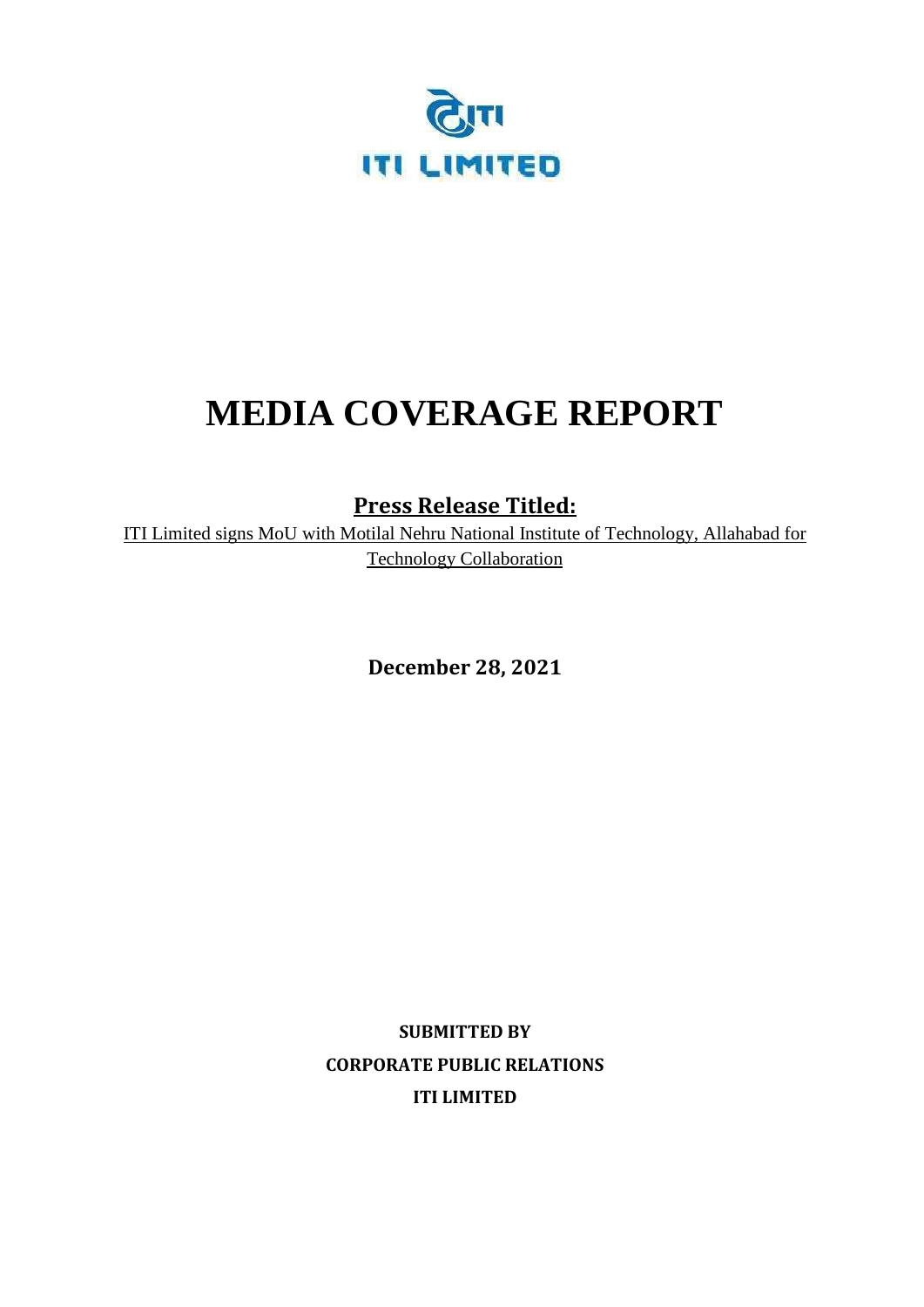ITI LIMITED

# MEDIA COVERAGE REPORT

## Press Release Titled:

ITI Limited signs MoU with Motilal Nehru National Institute of Technology, Allahabad for Technology Collaboration

**December 28, 2021**

**SUBMITTED BY**

**CORPORATE PUBLIC RELATIONS**

**ITI LIMITED**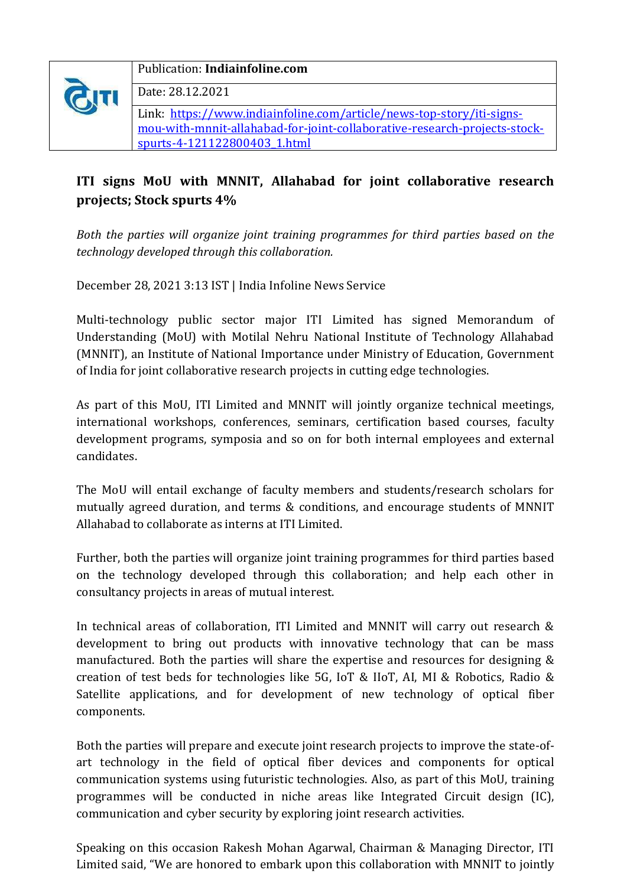| | |
|---|---|
| | Publication: **Indiainfoline.com** |
| | Date: 28.12.2021 |
| | Link: [https://www.indiainfoline.com/article/news-top-story/iti-signs-mou-with-mnnit-allahabad-for-joint-collaborative-research-projects-stock-spurts-4-121122800403_1.html](https://www.indiainfoline.com/article/news-top-story/iti-signs-mou-with-mnnit-allahabad-for-joint-collaborative-research-projects-stock-spurts-4-121122800403_1.html) |

## ITI signs MoU with MNNIT, Allahabad for joint collaborative research projects; Stock spurts 4%

*Both the parties will organize joint training programmes for third parties based on the technology developed through this collaboration.*

December 28, 2021 3:13 IST | India Infoline News Service

Multi-technology public sector major ITI Limited has signed Memorandum of Understanding (MoU) with Motilal Nehru National Institute of Technology Allahabad (MNNIT), an Institute of National Importance under Ministry of Education, Government of India for joint collaborative research projects in cutting edge technologies.

As part of this MoU, ITI Limited and MNNIT will jointly organize technical meetings, international workshops, conferences, seminars, certification based courses, faculty development programs, symposia and so on for both internal employees and external candidates.

The MoU will entail exchange of faculty members and students/research scholars for mutually agreed duration, and terms & conditions, and encourage students of MNNIT Allahabad to collaborate as interns at ITI Limited.

Further, both the parties will organize joint training programmes for third parties based on the technology developed through this collaboration; and help each other in consultancy projects in areas of mutual interest.

In technical areas of collaboration, ITI Limited and MNNIT will carry out research & development to bring out products with innovative technology that can be mass manufactured. Both the parties will share the expertise and resources for designing & creation of test beds for technologies like 5G, IoT & IIoT, AI, MI & Robotics, Radio & Satellite applications, and for development of new technology of optical fiber components.

Both the parties will prepare and execute joint research projects to improve the state-of-art technology in the field of optical fiber devices and components for optical communication systems using futuristic technologies. Also, as part of this MoU, training programmes will be conducted in niche areas like Integrated Circuit design (IC), communication and cyber security by exploring joint research activities.

Speaking on this occasion Rakesh Mohan Agarwal, Chairman & Managing Director, ITI Limited said, "We are honored to embark upon this collaboration with MNNIT to jointly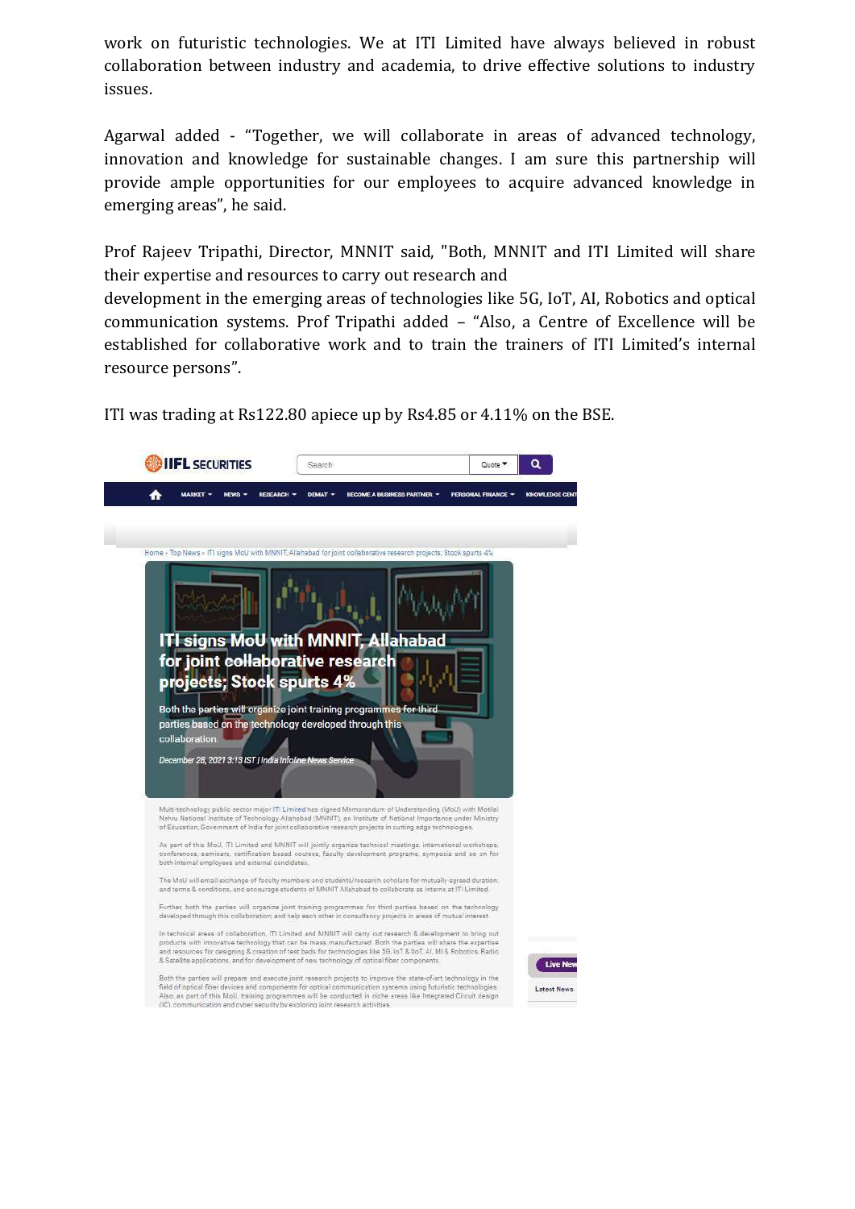work on futuristic technologies. We at ITI Limited have always believed in robust collaboration between industry and academia, to drive effective solutions to industry issues.

Agarwal added - "Together, we will collaborate in areas of advanced technology, innovation and knowledge for sustainable changes. I am sure this partnership will provide ample opportunities for our employees to acquire advanced knowledge in emerging areas", he said.

Prof Rajeev Tripathi, Director, MNNIT said, "Both, MNNIT and ITI Limited will share their expertise and resources to carry out research and development in the emerging areas of technologies like 5G, IoT, AI, Robotics and optical communication systems. Prof Tripathi added – "Also, a Centre of Excellence will be established for collaborative work and to train the trainers of ITI Limited's internal resource persons".

ITI was trading at Rs122.80 apiece up by Rs4.85 or 4.11% on the BSE.

IIFL SECURITIES

Home » Top News » ITI signs MoU with MNNIT, Allahabad for joint collaborative research projects; Stock spurts 4%

# ITI signs MoU with MNNIT, Allahabad for joint collaborative research projects; Stock spurts 4%

Both the parties will organize joint training programmes for third parties based on the technology developed through this collaboration.

*December 28, 2021 3:13 IST | India Infoline News Service*

Multi-technology public sector major ITI Limited has signed Memorandum of Understanding (MoU) with Motilal Nehru National Institute of Technology Allahabad (MNNIT), an Institute of National Importance under Ministry of Education, Government of India for joint collaborative research projects in cutting edge technologies.

As part of this MoU, ITI Limited and MNNIT will jointly organize technical meetings, international workshops, conferences, seminars, certification based courses, faculty development programs, symposia and so on for both internal employees and external candidates.

The MoU will entail exchange of faculty members and students/research scholars for mutually agreed duration, and terms & conditions, and encourage students of MNNIT Allahabad to collaborate as interns at ITI Limited.

Further, both the parties will organize joint training programmes for third parties based on the technology developed through this collaboration; and help each other in consultancy projects in areas of mutual interest.

In technical areas of collaboration, ITI Limited and MNNIT will carry out research & development to bring out products with innovative technology that can be mass manufactured. Both the parties will share the expertise and resources for designing & creation of test beds for technologies like 5G, IoT & IIoT, AI, ML & Robotics, Radio & Satellite applications, and for development of new technology of optical fiber components.

Both the parties will prepare and execute joint research projects to improve the state-of-art technology in the field of optical fiber devices and components for optical communication systems using futuristic technologies. Also, as part of this MoU, training programmes will be conducted in niche areas like Integrated Circuit design (IC), communication and cyber security by exploring joint research activities.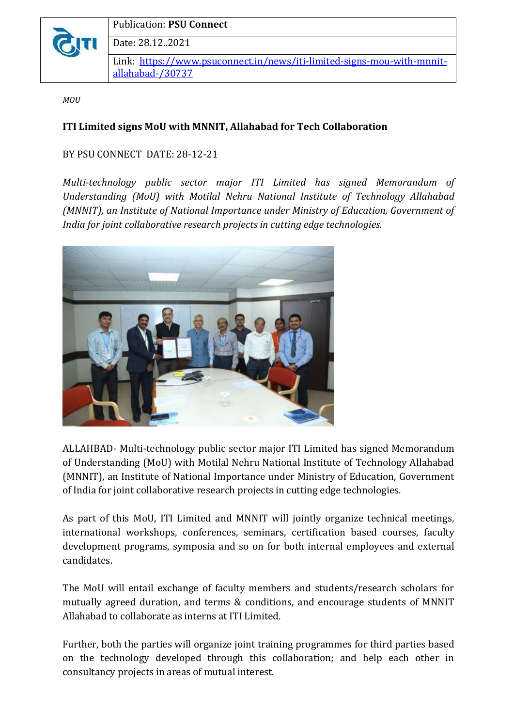| | Publication: **PSU Connect** |
|---|---|
| | Date: 28.12..2021 |
| | Link: [https://www.psuconnect.in/news/iti-limited-signs-mou-with-mnnit-allahabad-/30737](https://www.psuconnect.in/news/iti-limited-signs-mou-with-mnnit-allahabad-/30737) |

*MOU*

**ITI Limited signs MoU with MNNIT, Allahabad for Tech Collaboration**

BY PSU CONNECT DATE: 28-12-21

*Multi-technology public sector major ITI Limited has signed Memorandum of Understanding (MoU) with Motilal Nehru National Institute of Technology Allahabad (MNNIT), an Institute of National Importance under Ministry of Education, Government of India for joint collaborative research projects in cutting edge technologies.*

ALLAHBAD- Multi-technology public sector major ITI Limited has signed Memorandum of Understanding (MoU) with Motilal Nehru National Institute of Technology Allahabad (MNNIT), an Institute of National Importance under Ministry of Education, Government of India for joint collaborative research projects in cutting edge technologies.

As part of this MoU, ITI Limited and MNNIT will jointly organize technical meetings, international workshops, conferences, seminars, certification based courses, faculty development programs, symposia and so on for both internal employees and external candidates.

The MoU will entail exchange of faculty members and students/research scholars for mutually agreed duration, and terms & conditions, and encourage students of MNNIT Allahabad to collaborate as interns at ITI Limited.

Further, both the parties will organize joint training programmes for third parties based on the technology developed through this collaboration; and help each other in consultancy projects in areas of mutual interest.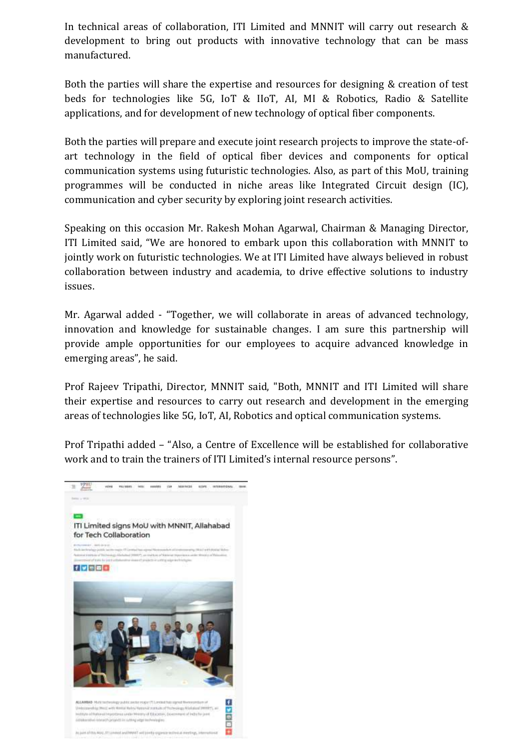In technical areas of collaboration, ITI Limited and MNNIT will carry out research & development to bring out products with innovative technology that can be mass manufactured.

Both the parties will share the expertise and resources for designing & creation of test beds for technologies like 5G, IoT & IIoT, AI, MI & Robotics, Radio & Satellite applications, and for development of new technology of optical fiber components.

Both the parties will prepare and execute joint research projects to improve the state-of-art technology in the field of optical fiber devices and components for optical communication systems using futuristic technologies. Also, as part of this MoU, training programmes will be conducted in niche areas like Integrated Circuit design (IC), communication and cyber security by exploring joint research activities.

Speaking on this occasion Mr. Rakesh Mohan Agarwal, Chairman & Managing Director, ITI Limited said, "We are honored to embark upon this collaboration with MNNIT to jointly work on futuristic technologies. We at ITI Limited have always believed in robust collaboration between industry and academia, to drive effective solutions to industry issues.

Mr. Agarwal added - "Together, we will collaborate in areas of advanced technology, innovation and knowledge for sustainable changes. I am sure this partnership will provide ample opportunities for our employees to acquire advanced knowledge in emerging areas", he said.

Prof Rajeev Tripathi, Director, MNNIT said, "Both, MNNIT and ITI Limited will share their expertise and resources to carry out research and development in the emerging areas of technologies like 5G, IoT, AI, Robotics and optical communication systems.

Prof Tripathi added – "Also, a Centre of Excellence will be established for collaborative work and to train the trainers of ITI Limited's internal resource persons".

ITI Limited signs MoU with MNNIT, Allahabad for Tech Collaboration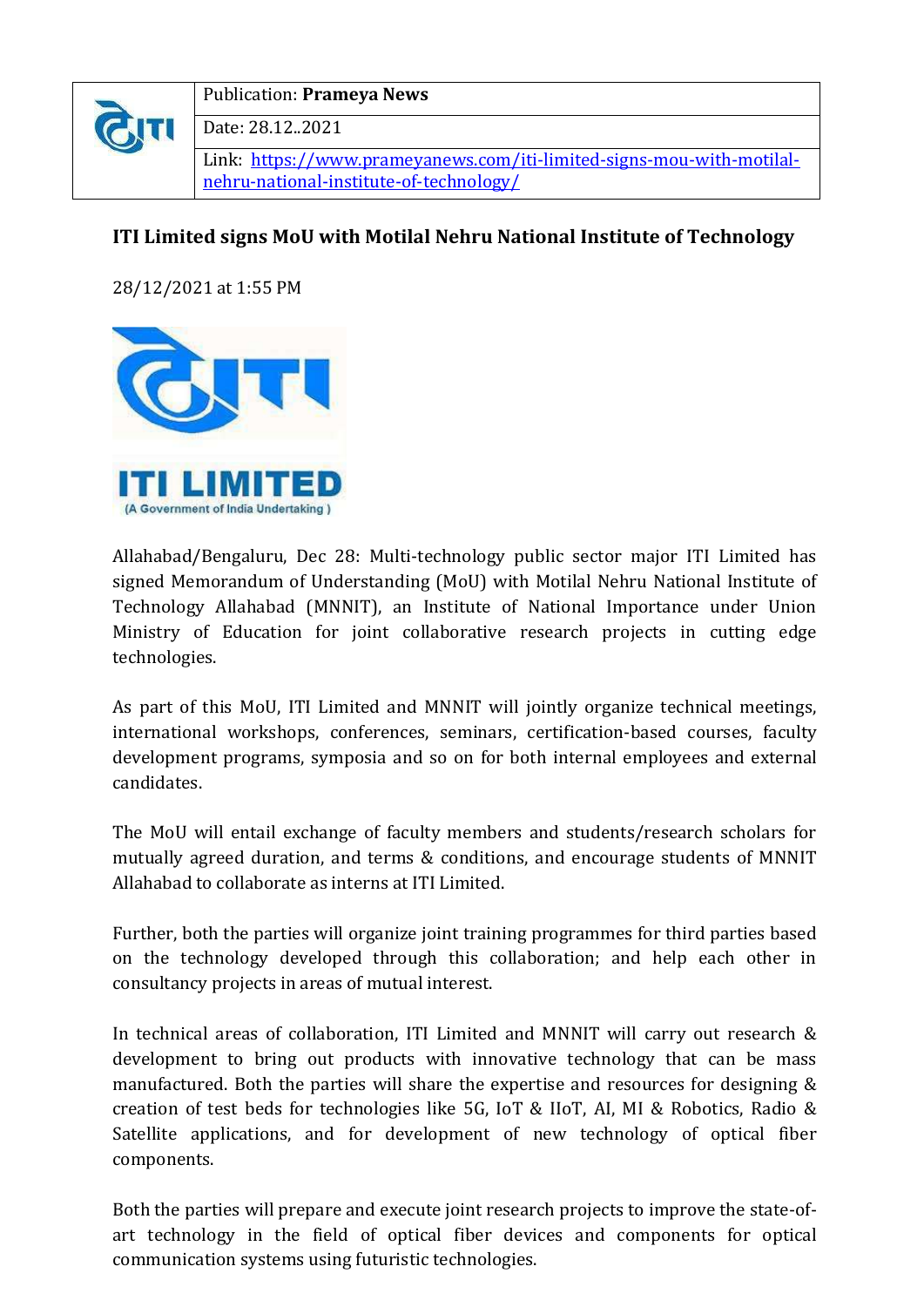| | Publication: **Prameya News** |
|---|---|
| | Date: 28.12..2021 |
| | Link: [https://www.prameyanews.com/iti-limited-signs-mou-with-motilal-nehru-national-institute-of-technology/](https://www.prameyanews.com/iti-limited-signs-mou-with-motilal-nehru-national-institute-of-technology/) |

## ITI Limited signs MoU with Motilal Nehru National Institute of Technology

28/12/2021 at 1:55 PM

ITI LIMITED
(A Government of India Undertaking)

Allahabad/Bengaluru, Dec 28: Multi-technology public sector major ITI Limited has signed Memorandum of Understanding (MoU) with Motilal Nehru National Institute of Technology Allahabad (MNNIT), an Institute of National Importance under Union Ministry of Education for joint collaborative research projects in cutting edge technologies.

As part of this MoU, ITI Limited and MNNIT will jointly organize technical meetings, international workshops, conferences, seminars, certification-based courses, faculty development programs, symposia and so on for both internal employees and external candidates.

The MoU will entail exchange of faculty members and students/research scholars for mutually agreed duration, and terms & conditions, and encourage students of MNNIT Allahabad to collaborate as interns at ITI Limited.

Further, both the parties will organize joint training programmes for third parties based on the technology developed through this collaboration; and help each other in consultancy projects in areas of mutual interest.

In technical areas of collaboration, ITI Limited and MNNIT will carry out research & development to bring out products with innovative technology that can be mass manufactured. Both the parties will share the expertise and resources for designing & creation of test beds for technologies like 5G, IoT & IIoT, AI, MI & Robotics, Radio & Satellite applications, and for development of new technology of optical fiber components.

Both the parties will prepare and execute joint research projects to improve the state-of-art technology in the field of optical fiber devices and components for optical communication systems using futuristic technologies.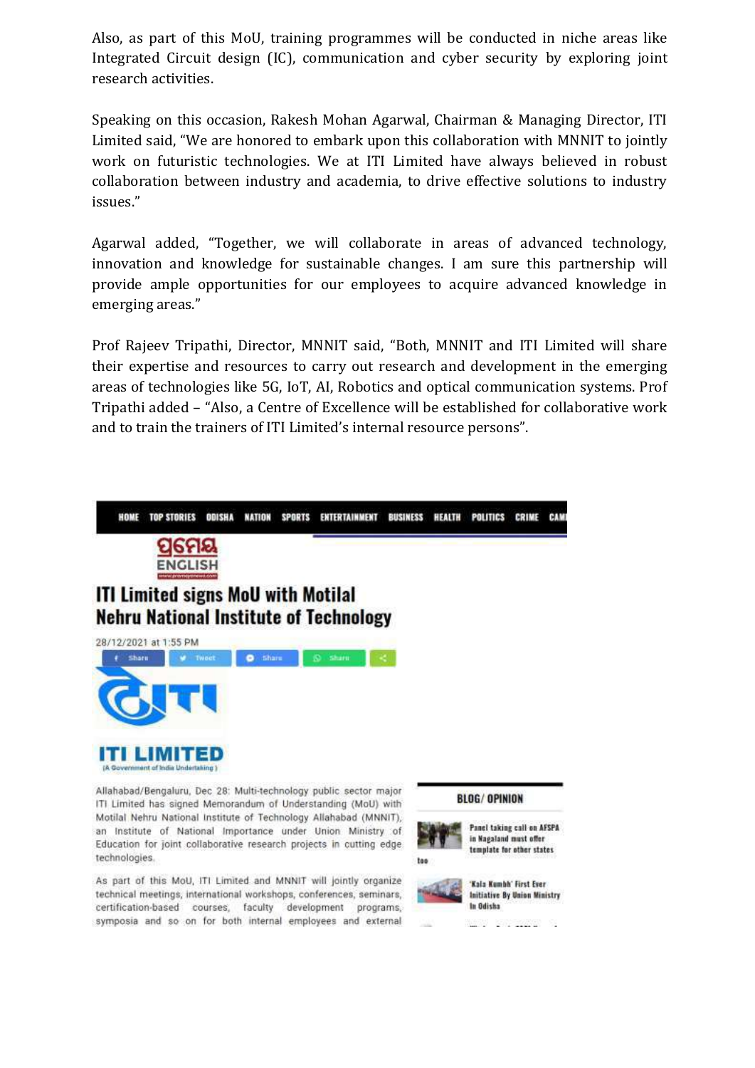Also, as part of this MoU, training programmes will be conducted in niche areas like Integrated Circuit design (IC), communication and cyber security by exploring joint research activities.

Speaking on this occasion, Rakesh Mohan Agarwal, Chairman & Managing Director, ITI Limited said, "We are honored to embark upon this collaboration with MNNIT to jointly work on futuristic technologies. We at ITI Limited have always believed in robust collaboration between industry and academia, to drive effective solutions to industry issues."

Agarwal added, "Together, we will collaborate in areas of advanced technology, innovation and knowledge for sustainable changes. I am sure this partnership will provide ample opportunities for our employees to acquire advanced knowledge in emerging areas."

Prof Rajeev Tripathi, Director, MNNIT said, "Both, MNNIT and ITI Limited will share their expertise and resources to carry out research and development in the emerging areas of technologies like 5G, IoT, AI, Robotics and optical communication systems. Prof Tripathi added – "Also, a Centre of Excellence will be established for collaborative work and to train the trainers of ITI Limited's internal resource persons".

HOME TOP STORIES ODISHA NATION SPORTS ENTERTAINMENT BUSINESS HEALTH POLITICS CRIME CAM

ପ୍ରମେୟ ENGLISH

# ITI Limited signs MoU with Motilal Nehru National Institute of Technology

28/12/2021 at 1:55 PM

ITI LIMITED (A Government of India Undertaking)

Allahabad/Bengaluru, Dec 28: Multi-technology public sector major ITI Limited has signed Memorandum of Understanding (MoU) with Motilal Nehru National Institute of Technology Allahabad (MNNIT), an Institute of National Importance under Union Ministry of Education for joint collaborative research projects in cutting edge technologies.

As part of this MoU, ITI Limited and MNNIT will jointly organize technical meetings, international workshops, conferences, seminars, certification-based courses, faculty development programs, symposia and so on for both internal employees and external

BLOG/ OPINION

Panel taking call on AFSPA in Nagaland must offer template for other states too

'Kala Kumbh' First Ever Initiative By Union Ministry In Odisha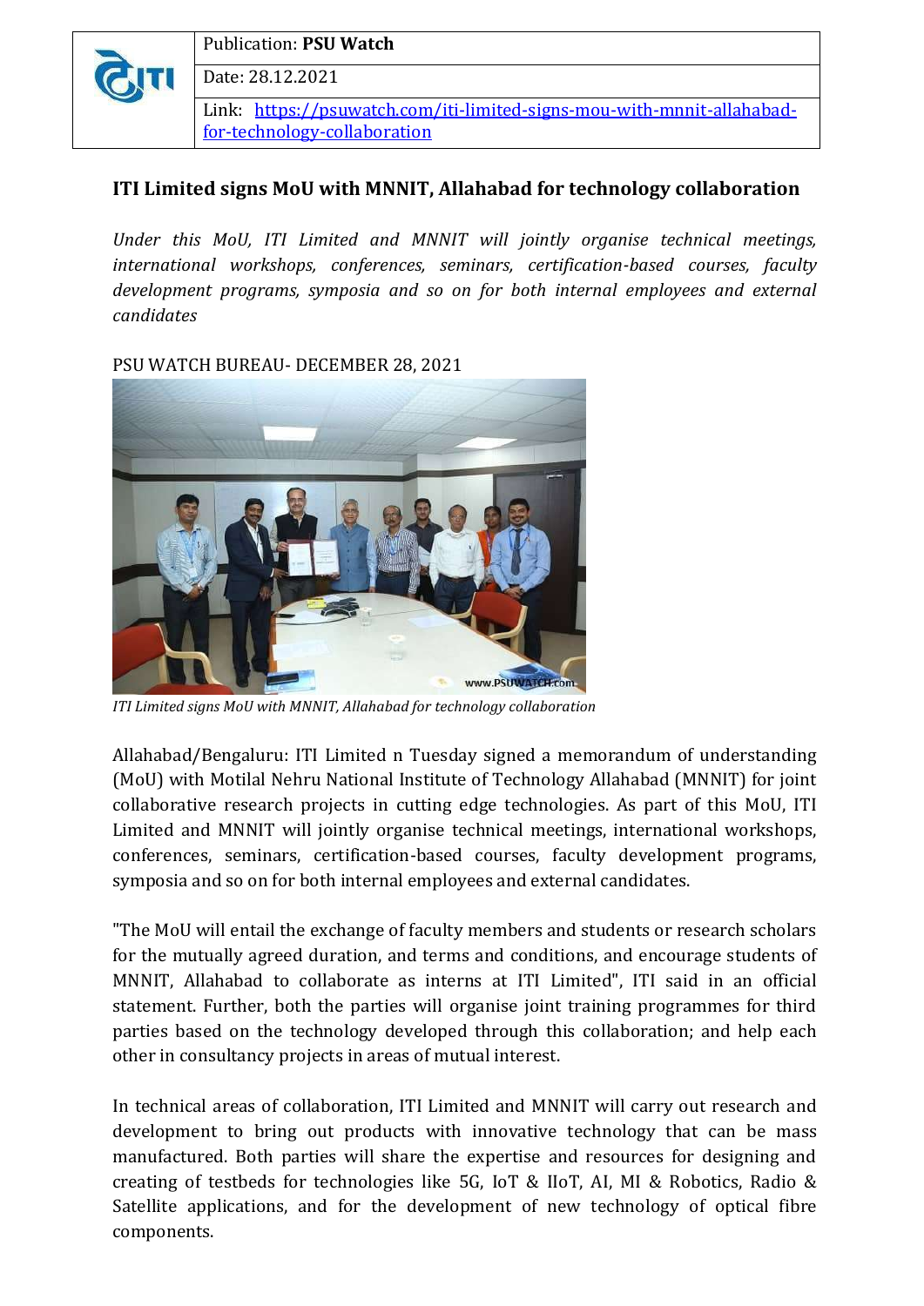| | Publication: **PSU Watch** |
|---|---|
| | Date: 28.12.2021 |
| | Link: [https://psuwatch.com/iti-limited-signs-mou-with-mnnit-allahabad-for-technology-collaboration](https://psuwatch.com/iti-limited-signs-mou-with-mnnit-allahabad-for-technology-collaboration) |

## ITI Limited signs MoU with MNNIT, Allahabad for technology collaboration

*Under this MoU, ITI Limited and MNNIT will jointly organise technical meetings, international workshops, conferences, seminars, certification-based courses, faculty development programs, symposia and so on for both internal employees and external candidates*

PSU WATCH BUREAU- DECEMBER 28, 2021

*ITI Limited signs MoU with MNNIT, Allahabad for technology collaboration*

Allahabad/Bengaluru: ITI Limited n Tuesday signed a memorandum of understanding (MoU) with Motilal Nehru National Institute of Technology Allahabad (MNNIT) for joint collaborative research projects in cutting edge technologies. As part of this MoU, ITI Limited and MNNIT will jointly organise technical meetings, international workshops, conferences, seminars, certification-based courses, faculty development programs, symposia and so on for both internal employees and external candidates.

"The MoU will entail the exchange of faculty members and students or research scholars for the mutually agreed duration, and terms and conditions, and encourage students of MNNIT, Allahabad to collaborate as interns at ITI Limited", ITI said in an official statement. Further, both the parties will organise joint training programmes for third parties based on the technology developed through this collaboration; and help each other in consultancy projects in areas of mutual interest.

In technical areas of collaboration, ITI Limited and MNNIT will carry out research and development to bring out products with innovative technology that can be mass manufactured. Both parties will share the expertise and resources for designing and creating of testbeds for technologies like 5G, IoT & IIoT, AI, MI & Robotics, Radio & Satellite applications, and for the development of new technology of optical fibre components.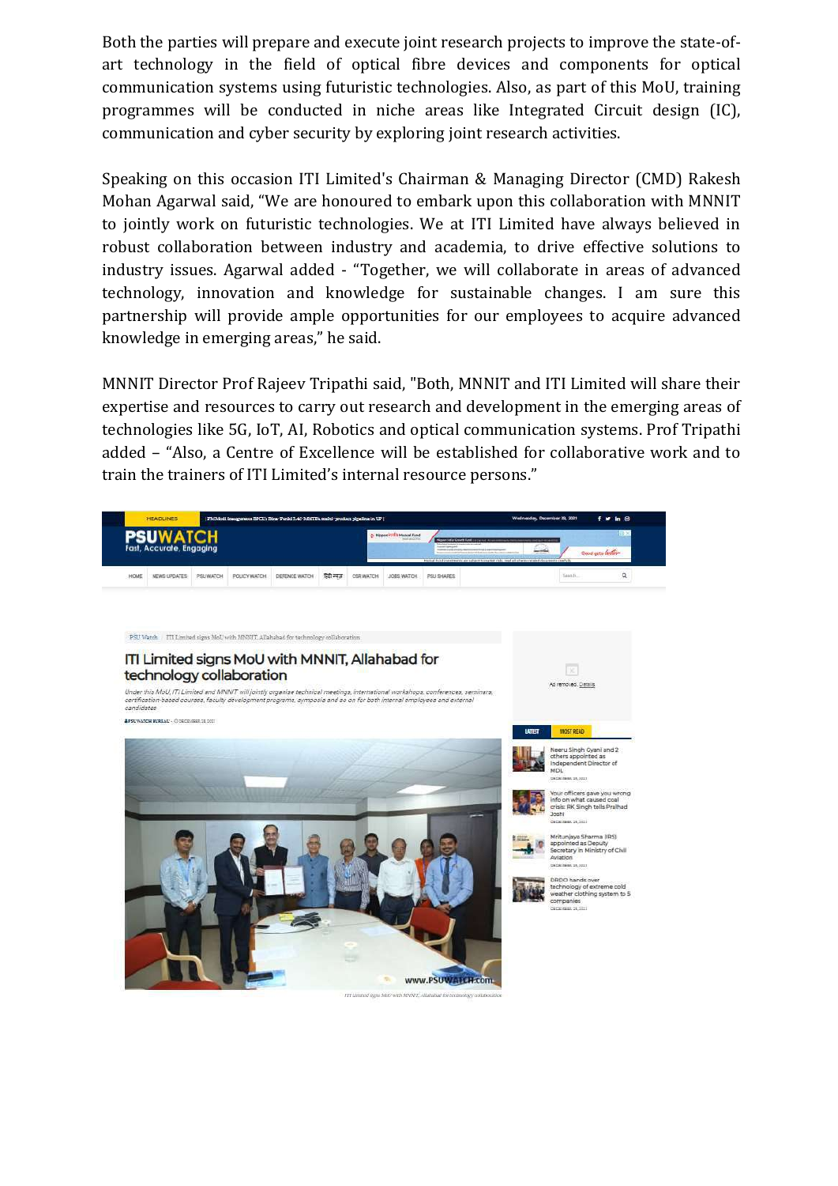Both the parties will prepare and execute joint research projects to improve the state-of-art technology in the field of optical fibre devices and components for optical communication systems using futuristic technologies. Also, as part of this MoU, training programmes will be conducted in niche areas like Integrated Circuit design (IC), communication and cyber security by exploring joint research activities.

Speaking on this occasion ITI Limited's Chairman & Managing Director (CMD) Rakesh Mohan Agarwal said, "We are honoured to embark upon this collaboration with MNNIT to jointly work on futuristic technologies. We at ITI Limited have always believed in robust collaboration between industry and academia, to drive effective solutions to industry issues. Agarwal added - "Together, we will collaborate in areas of advanced technology, innovation and knowledge for sustainable changes. I am sure this partnership will provide ample opportunities for our employees to acquire advanced knowledge in emerging areas," he said.

MNNIT Director Prof Rajeev Tripathi said, "Both, MNNIT and ITI Limited will share their expertise and resources to carry out research and development in the emerging areas of technologies like 5G, IoT, AI, Robotics and optical communication systems. Prof Tripathi added – "Also, a Centre of Excellence will be established for collaborative work and to train the trainers of ITI Limited's internal resource persons."

PSUWATCH
Fast, Accurate, Engaging

HOME | NEWS UPDATES | PSU WATCH | POLICY WATCH | DEFENCE WATCH | हिंदी न्यूज़ | CSR WATCH | JOBS WATCH | PSU SHARES

PSU Watch | ITI Limited signs MoU with MNNIT, Allahabad for technology collaboration

## ITI Limited signs MoU with MNNIT, Allahabad for technology collaboration

*Under this MoU, ITI Limited and MNNIT will jointly organise technical meetings, international workshops, conferences, seminars, certification-based courses, faculty development programs, symposia and so on for both internal employees and external candidates*

PSU WATCH BUREAU - DECEMBER 28, 2021

ITI Limited signs MoU with MNNIT, Allahabad for technology collaboration

LATEST | MOST READ

- Neeru Singh Gyani and 2 others appointed as Independent Director of MDL
- Your officers gave you wrong info on what caused coal crisis: RK Singh tells Pralhad Joshi
- Mritunjaya Sharma (IRS) appointed as Deputy Secretary in Ministry of Civil Aviation
- DRDO hands over technology of extreme cold weather clothing system to 5 companies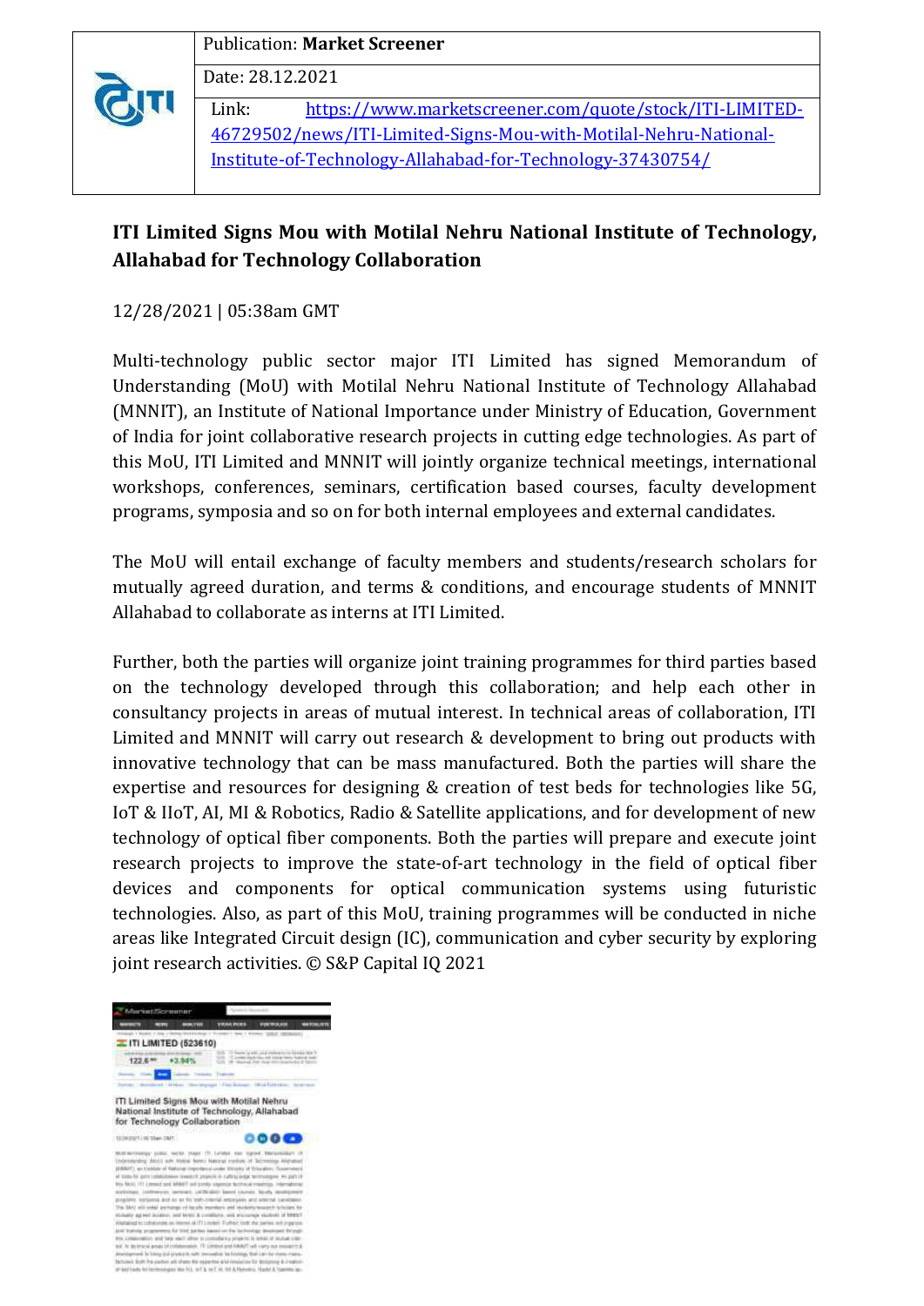| | Publication: **Market Screener** |
|---|---|
| | Date: 28.12.2021 |
| | Link: [https://www.marketscreener.com/quote/stock/ITI-LIMITED-46729502/news/ITI-Limited-Signs-Mou-with-Motilal-Nehru-National-Institute-of-Technology-Allahabad-for-Technology-37430754/](https://www.marketscreener.com/quote/stock/ITI-LIMITED-46729502/news/ITI-Limited-Signs-Mou-with-Motilal-Nehru-National-Institute-of-Technology-Allahabad-for-Technology-37430754/) |

## ITI Limited Signs Mou with Motilal Nehru National Institute of Technology, Allahabad for Technology Collaboration

12/28/2021 | 05:38am GMT

Multi-technology public sector major ITI Limited has signed Memorandum of Understanding (MoU) with Motilal Nehru National Institute of Technology Allahabad (MNNIT), an Institute of National Importance under Ministry of Education, Government of India for joint collaborative research projects in cutting edge technologies. As part of this MoU, ITI Limited and MNNIT will jointly organize technical meetings, international workshops, conferences, seminars, certification based courses, faculty development programs, symposia and so on for both internal employees and external candidates.

The MoU will entail exchange of faculty members and students/research scholars for mutually agreed duration, and terms & conditions, and encourage students of MNNIT Allahabad to collaborate as interns at ITI Limited.

Further, both the parties will organize joint training programmes for third parties based on the technology developed through this collaboration; and help each other in consultancy projects in areas of mutual interest. In technical areas of collaboration, ITI Limited and MNNIT will carry out research & development to bring out products with innovative technology that can be mass manufactured. Both the parties will share the expertise and resources for designing & creation of test beds for technologies like 5G, IoT & IIoT, AI, MI & Robotics, Radio & Satellite applications, and for development of new technology of optical fiber components. Both the parties will prepare and execute joint research projects to improve the state-of-art technology in the field of optical fiber devices and components for optical communication systems using futuristic technologies. Also, as part of this MoU, training programmes will be conducted in niche areas like Integrated Circuit design (IC), communication and cyber security by exploring joint research activities. © S&P Capital IQ 2021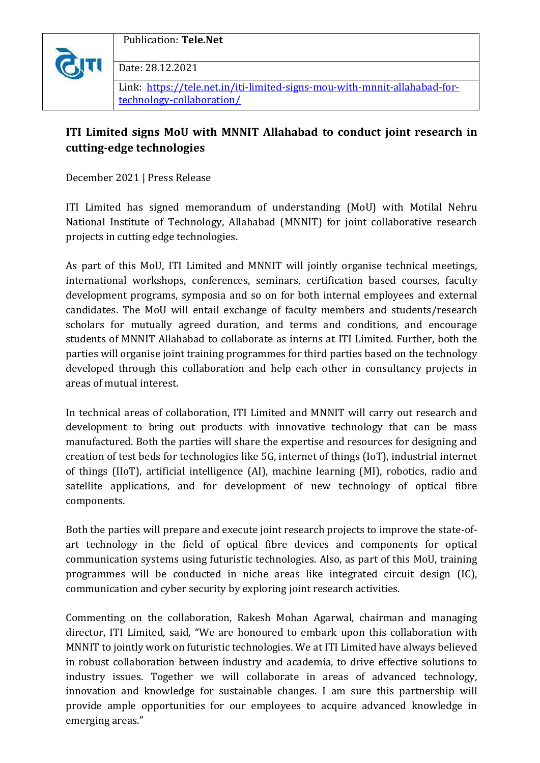| | |
|---|---|
| | Publication: **Tele.Net** |
| | Date: 28.12.2021 |
| | Link: [https://tele.net.in/iti-limited-signs-mou-with-mnnit-allahabad-for-technology-collaboration/](https://tele.net.in/iti-limited-signs-mou-with-mnnit-allahabad-for-technology-collaboration/) |

## ITI Limited signs MoU with MNNIT Allahabad to conduct joint research in cutting-edge technologies

December 2021 | Press Release

ITI Limited has signed memorandum of understanding (MoU) with Motilal Nehru National Institute of Technology, Allahabad (MNNIT) for joint collaborative research projects in cutting edge technologies.

As part of this MoU, ITI Limited and MNNIT will jointly organise technical meetings, international workshops, conferences, seminars, certification based courses, faculty development programs, symposia and so on for both internal employees and external candidates. The MoU will entail exchange of faculty members and students/research scholars for mutually agreed duration, and terms and conditions, and encourage students of MNNIT Allahabad to collaborate as interns at ITI Limited. Further, both the parties will organise joint training programmes for third parties based on the technology developed through this collaboration and help each other in consultancy projects in areas of mutual interest.

In technical areas of collaboration, ITI Limited and MNNIT will carry out research and development to bring out products with innovative technology that can be mass manufactured. Both the parties will share the expertise and resources for designing and creation of test beds for technologies like 5G, internet of things (IoT), industrial internet of things (IIoT), artificial intelligence (AI), machine learning (MI), robotics, radio and satellite applications, and for development of new technology of optical fibre components.

Both the parties will prepare and execute joint research projects to improve the state-of-art technology in the field of optical fibre devices and components for optical communication systems using futuristic technologies. Also, as part of this MoU, training programmes will be conducted in niche areas like integrated circuit design (IC), communication and cyber security by exploring joint research activities.

Commenting on the collaboration, Rakesh Mohan Agarwal, chairman and managing director, ITI Limited, said, "We are honoured to embark upon this collaboration with MNNIT to jointly work on futuristic technologies. We at ITI Limited have always believed in robust collaboration between industry and academia, to drive effective solutions to industry issues. Together we will collaborate in areas of advanced technology, innovation and knowledge for sustainable changes. I am sure this partnership will provide ample opportunities for our employees to acquire advanced knowledge in emerging areas."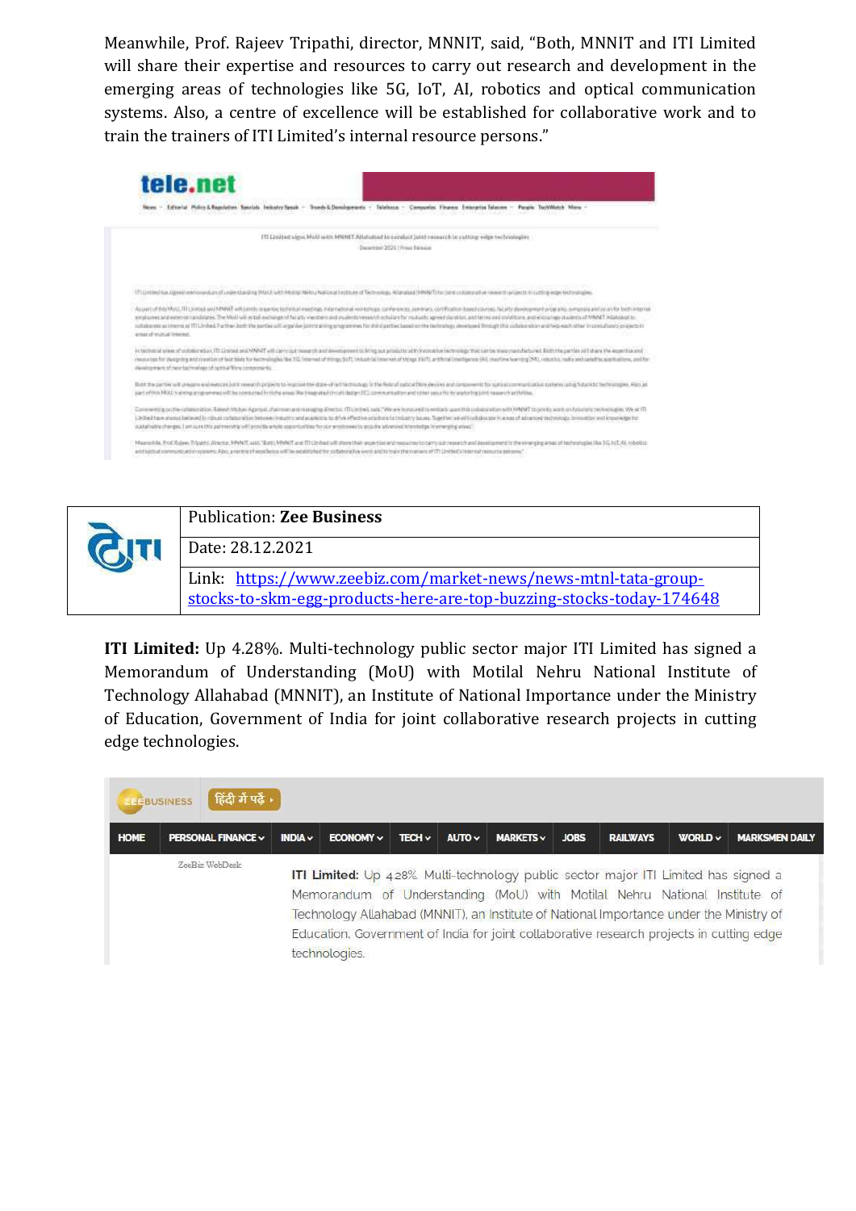Meanwhile, Prof. Rajeev Tripathi, director, MNNIT, said, "Both, MNNIT and ITI Limited will share their expertise and resources to carry out research and development in the emerging areas of technologies like 5G, IoT, AI, robotics and optical communication systems. Also, a centre of excellence will be established for collaborative work and to train the trainers of ITI Limited's internal resource persons."

| | |
|---|---|
| ITI | Publication: **Zee Business** |
| | Date: 28.12.2021 |
| | Link: [https://www.zeebiz.com/market-news/news-mtnl-tata-group-stocks-to-skm-egg-products-here-are-top-buzzing-stocks-today-174648](https://www.zeebiz.com/market-news/news-mtnl-tata-group-stocks-to-skm-egg-products-here-are-top-buzzing-stocks-today-174648) |

**ITI Limited:** Up 4.28%. Multi-technology public sector major ITI Limited has signed a Memorandum of Understanding (MoU) with Motilal Nehru National Institute of Technology Allahabad (MNNIT), an Institute of National Importance under the Ministry of Education, Government of India for joint collaborative research projects in cutting edge technologies.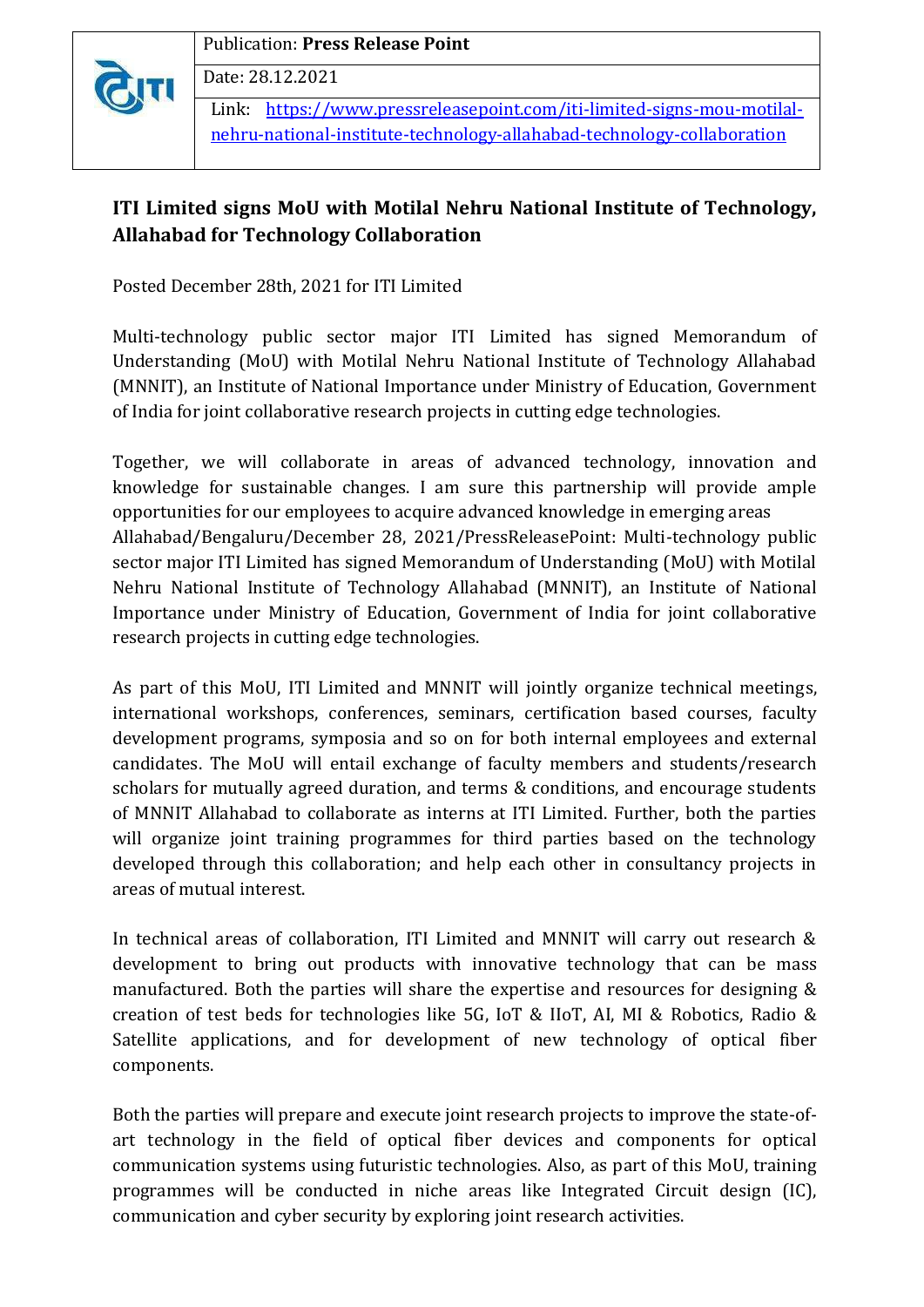| | Publication: **Press Release Point** |
|---|---|
| | Date: 28.12.2021 |
| | Link: [https://www.pressreleasepoint.com/iti-limited-signs-mou-motilal-nehru-national-institute-technology-allahabad-technology-collaboration](https://www.pressreleasepoint.com/iti-limited-signs-mou-motilal-nehru-national-institute-technology-allahabad-technology-collaboration) |

## ITI Limited signs MoU with Motilal Nehru National Institute of Technology, Allahabad for Technology Collaboration

Posted December 28th, 2021 for ITI Limited

Multi-technology public sector major ITI Limited has signed Memorandum of Understanding (MoU) with Motilal Nehru National Institute of Technology Allahabad (MNNIT), an Institute of National Importance under Ministry of Education, Government of India for joint collaborative research projects in cutting edge technologies.

Together, we will collaborate in areas of advanced technology, innovation and knowledge for sustainable changes. I am sure this partnership will provide ample opportunities for our employees to acquire advanced knowledge in emerging areas
Allahabad/Bengaluru/December 28, 2021/PressReleasePoint: Multi-technology public sector major ITI Limited has signed Memorandum of Understanding (MoU) with Motilal Nehru National Institute of Technology Allahabad (MNNIT), an Institute of National Importance under Ministry of Education, Government of India for joint collaborative research projects in cutting edge technologies.

As part of this MoU, ITI Limited and MNNIT will jointly organize technical meetings, international workshops, conferences, seminars, certification based courses, faculty development programs, symposia and so on for both internal employees and external candidates. The MoU will entail exchange of faculty members and students/research scholars for mutually agreed duration, and terms & conditions, and encourage students of MNNIT Allahabad to collaborate as interns at ITI Limited. Further, both the parties will organize joint training programmes for third parties based on the technology developed through this collaboration; and help each other in consultancy projects in areas of mutual interest.

In technical areas of collaboration, ITI Limited and MNNIT will carry out research & development to bring out products with innovative technology that can be mass manufactured. Both the parties will share the expertise and resources for designing & creation of test beds for technologies like 5G, IoT & IIoT, AI, MI & Robotics, Radio & Satellite applications, and for development of new technology of optical fiber components.

Both the parties will prepare and execute joint research projects to improve the state-of-art technology in the field of optical fiber devices and components for optical communication systems using futuristic technologies. Also, as part of this MoU, training programmes will be conducted in niche areas like Integrated Circuit design (IC), communication and cyber security by exploring joint research activities.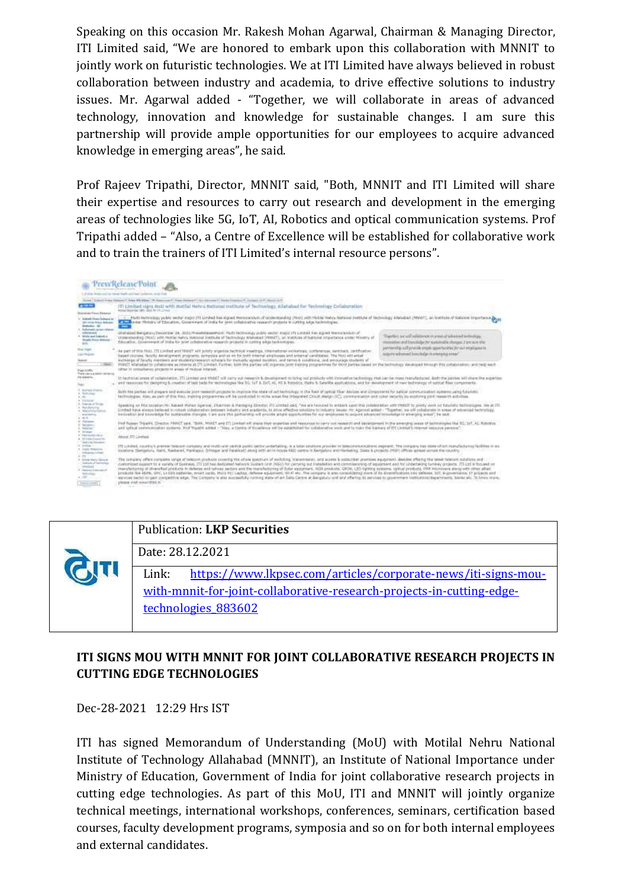Speaking on this occasion Mr. Rakesh Mohan Agarwal, Chairman & Managing Director, ITI Limited said, "We are honored to embark upon this collaboration with MNNIT to jointly work on futuristic technologies. We at ITI Limited have always believed in robust collaboration between industry and academia, to drive effective solutions to industry issues. Mr. Agarwal added - "Together, we will collaborate in areas of advanced technology, innovation and knowledge for sustainable changes. I am sure this partnership will provide ample opportunities for our employees to acquire advanced knowledge in emerging areas", he said.

Prof Rajeev Tripathi, Director, MNNIT said, "Both, MNNIT and ITI Limited will share their expertise and resources to carry out research and development in the emerging areas of technologies like 5G, IoT, AI, Robotics and optical communication systems. Prof Tripathi added – "Also, a Centre of Excellence will be established for collaborative work and to train the trainers of ITI Limited's internal resource persons".

| ITI | Publication: **LKP Securities** |
|---|---|
| | Date: 28.12.2021 |
| | Link: https://www.lkpsec.com/articles/corporate-news/iti-signs-mou-with-mnnit-for-joint-collaborative-research-projects-in-cutting-edge-technologies_883602 |

**ITI SIGNS MOU WITH MNNIT FOR JOINT COLLABORATIVE RESEARCH PROJECTS IN CUTTING EDGE TECHNOLOGIES**

Dec-28-2021 12:29 Hrs IST

ITI has signed Memorandum of Understanding (MoU) with Motilal Nehru National Institute of Technology Allahabad (MNNIT), an Institute of National Importance under Ministry of Education, Government of India for joint collaborative research projects in cutting edge technologies. As part of this MoU, ITI and MNNIT will jointly organize technical meetings, international workshops, conferences, seminars, certification based courses, faculty development programs, symposia and so on for both internal employees and external candidates.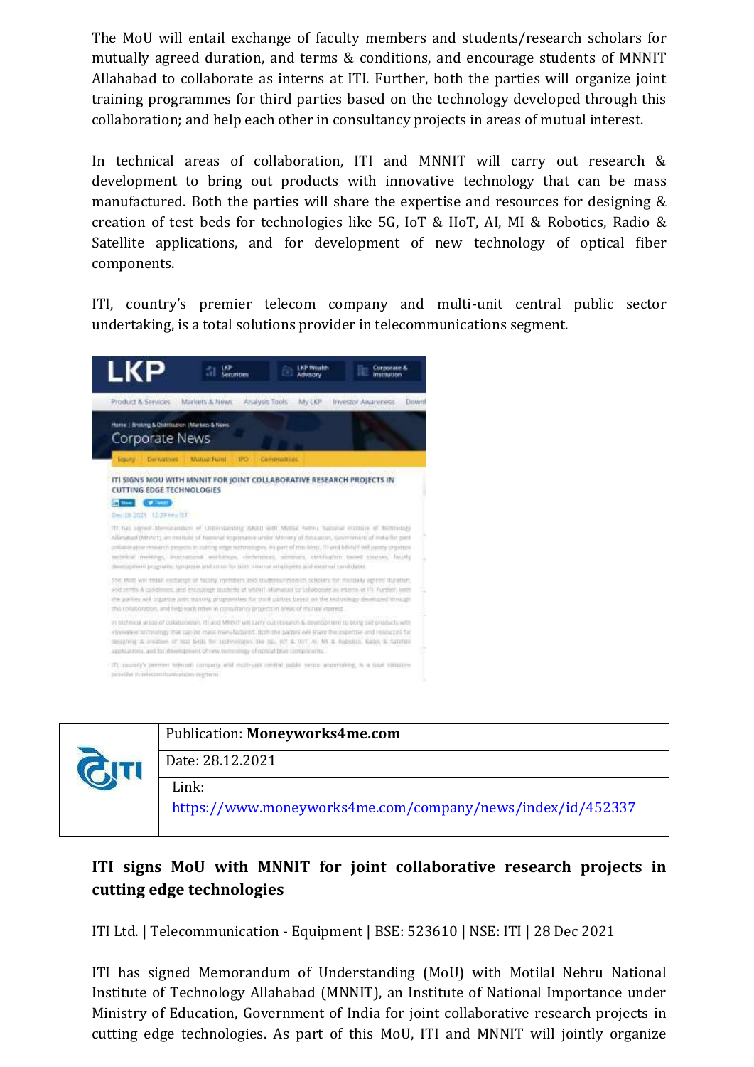The MoU will entail exchange of faculty members and students/research scholars for mutually agreed duration, and terms & conditions, and encourage students of MNNIT Allahabad to collaborate as interns at ITI. Further, both the parties will organize joint training programmes for third parties based on the technology developed through this collaboration; and help each other in consultancy projects in areas of mutual interest.

In technical areas of collaboration, ITI and MNNIT will carry out research & development to bring out products with innovative technology that can be mass manufactured. Both the parties will share the expertise and resources for designing & creation of test beds for technologies like 5G, IoT & IIoT, AI, MI & Robotics, Radio & Satellite applications, and for development of new technology of optical fiber components.

ITI, country's premier telecom company and multi-unit central public sector undertaking, is a total solutions provider in telecommunications segment.

| | Publication: **Moneyworks4me.com** |
|---|---|
| | Date: 28.12.2021 |
| | Link: https://www.moneyworks4me.com/company/news/index/id/452337 |

**ITI signs MoU with MNNIT for joint collaborative research projects in cutting edge technologies**

ITI Ltd. | Telecommunication - Equipment | BSE: 523610 | NSE: ITI | 28 Dec 2021

ITI has signed Memorandum of Understanding (MoU) with Motilal Nehru National Institute of Technology Allahabad (MNNIT), an Institute of National Importance under Ministry of Education, Government of India for joint collaborative research projects in cutting edge technologies. As part of this MoU, ITI and MNNIT will jointly organize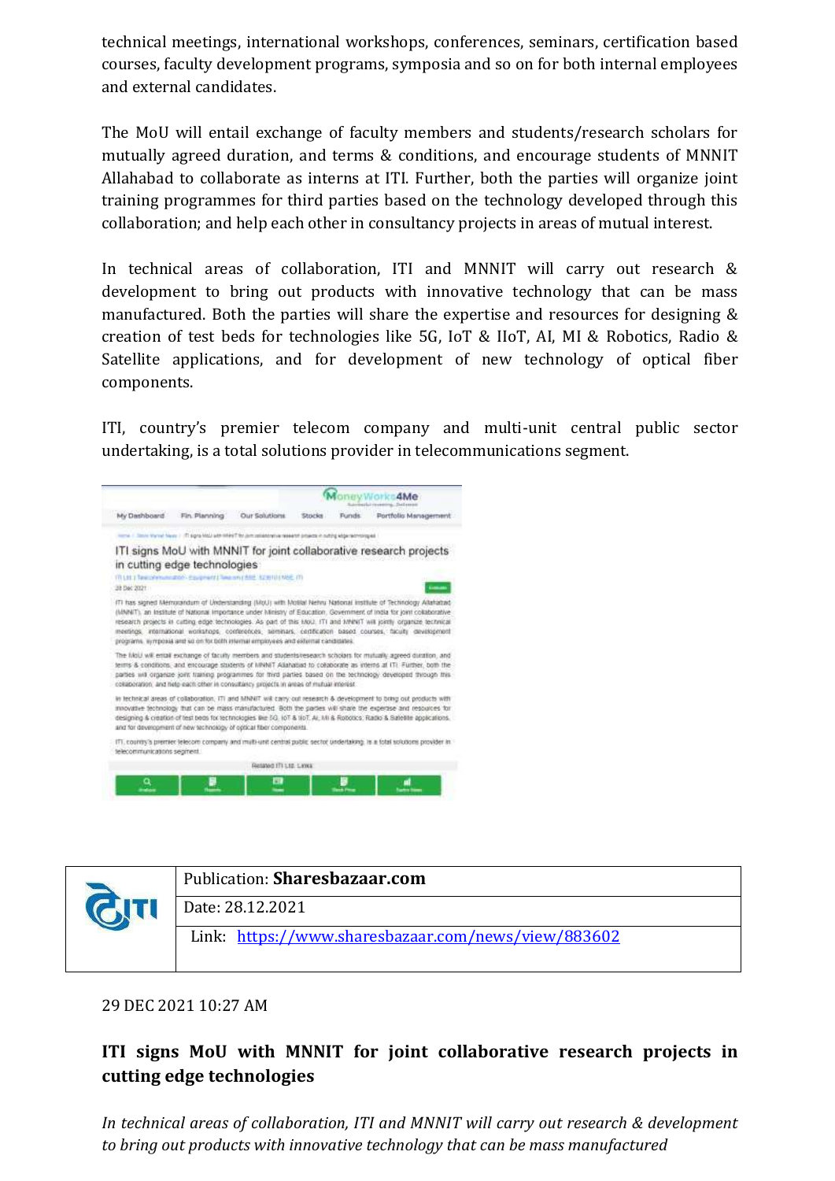technical meetings, international workshops, conferences, seminars, certification based courses, faculty development programs, symposia and so on for both internal employees and external candidates.

The MoU will entail exchange of faculty members and students/research scholars for mutually agreed duration, and terms & conditions, and encourage students of MNNIT Allahabad to collaborate as interns at ITI. Further, both the parties will organize joint training programmes for third parties based on the technology developed through this collaboration; and help each other in consultancy projects in areas of mutual interest.

In technical areas of collaboration, ITI and MNNIT will carry out research & development to bring out products with innovative technology that can be mass manufactured. Both the parties will share the expertise and resources for designing & creation of test beds for technologies like 5G, IoT & IIoT, AI, MI & Robotics, Radio & Satellite applications, and for development of new technology of optical fiber components.

ITI, country's premier telecom company and multi-unit central public sector undertaking, is a total solutions provider in telecommunications segment.

| | Publication: **Sharesbazaar.com** |
|---|---|
| | Date: 28.12.2021 |
| | Link: https://www.sharesbazaar.com/news/view/883602 |

29 DEC 2021 10:27 AM

**ITI signs MoU with MNNIT for joint collaborative research projects in cutting edge technologies**

*In technical areas of collaboration, ITI and MNNIT will carry out research & development to bring out products with innovative technology that can be mass manufactured*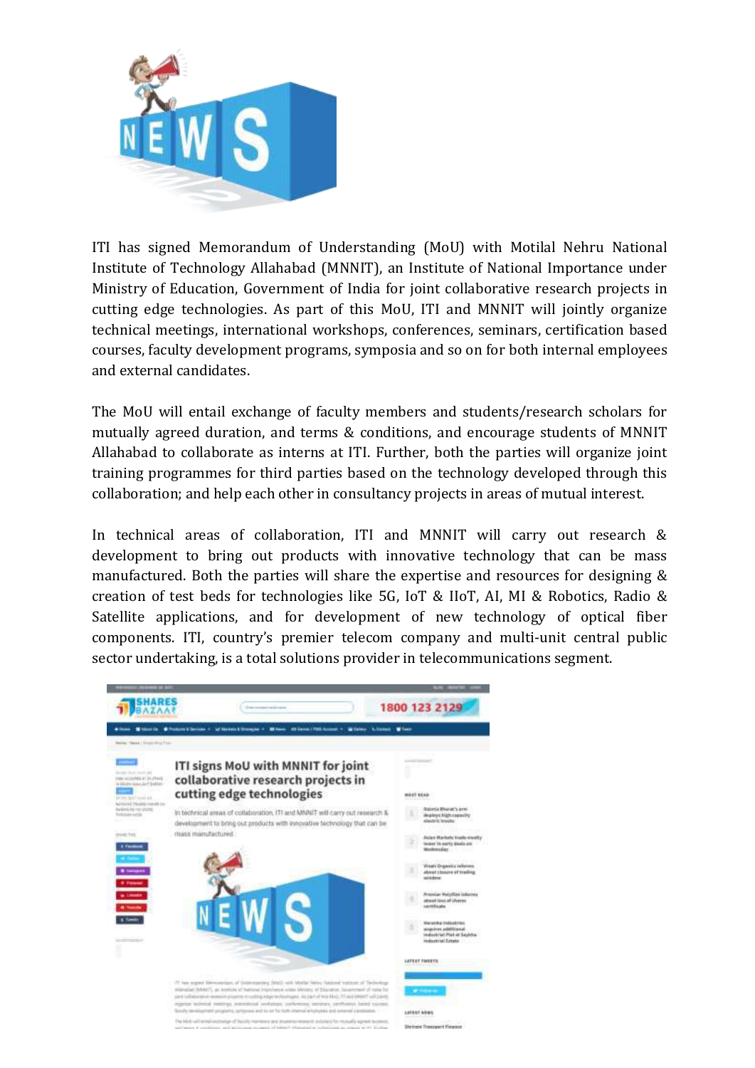ITI has signed Memorandum of Understanding (MoU) with Motilal Nehru National Institute of Technology Allahabad (MNNIT), an Institute of National Importance under Ministry of Education, Government of India for joint collaborative research projects in cutting edge technologies. As part of this MoU, ITI and MNNIT will jointly organize technical meetings, international workshops, conferences, seminars, certification based courses, faculty development programs, symposia and so on for both internal employees and external candidates.

The MoU will entail exchange of faculty members and students/research scholars for mutually agreed duration, and terms & conditions, and encourage students of MNNIT Allahabad to collaborate as interns at ITI. Further, both the parties will organize joint training programmes for third parties based on the technology developed through this collaboration; and help each other in consultancy projects in areas of mutual interest.

In technical areas of collaboration, ITI and MNNIT will carry out research & development to bring out products with innovative technology that can be mass manufactured. Both the parties will share the expertise and resources for designing & creation of test beds for technologies like 5G, IoT & IIoT, AI, MI & Robotics, Radio & Satellite applications, and for development of new technology of optical fiber components. ITI, country's premier telecom company and multi-unit central public sector undertaking, is a total solutions provider in telecommunications segment.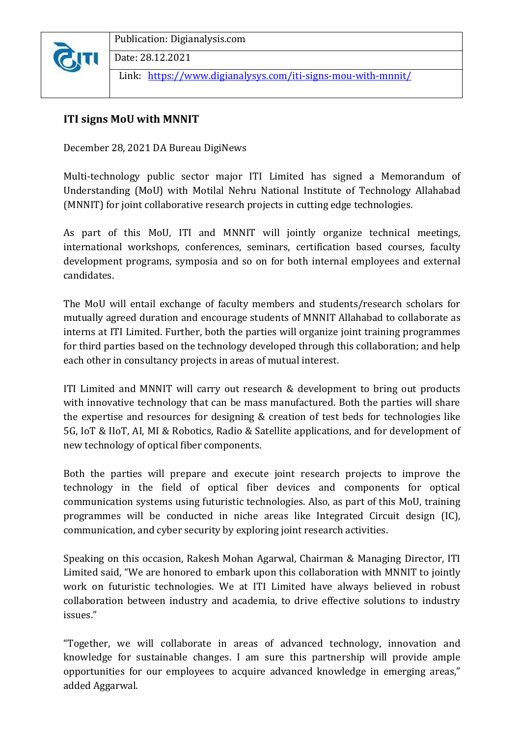| | Publication: Digianalysis.com |
|---|---|
| | Date: 28.12.2021 |
| | Link: [https://www.digianalysys.com/iti-signs-mou-with-mnnit/](https://www.digianalysys.com/iti-signs-mou-with-mnnit/) |

## ITI signs MoU with MNNIT

December 28, 2021 DA Bureau DigiNews

Multi-technology public sector major ITI Limited has signed a Memorandum of Understanding (MoU) with Motilal Nehru National Institute of Technology Allahabad (MNNIT) for joint collaborative research projects in cutting edge technologies.

As part of this MoU, ITI and MNNIT will jointly organize technical meetings, international workshops, conferences, seminars, certification based courses, faculty development programs, symposia and so on for both internal employees and external candidates.

The MoU will entail exchange of faculty members and students/research scholars for mutually agreed duration and encourage students of MNNIT Allahabad to collaborate as interns at ITI Limited. Further, both the parties will organize joint training programmes for third parties based on the technology developed through this collaboration; and help each other in consultancy projects in areas of mutual interest.

ITI Limited and MNNIT will carry out research & development to bring out products with innovative technology that can be mass manufactured. Both the parties will share the expertise and resources for designing & creation of test beds for technologies like 5G, IoT & IIoT, AI, MI & Robotics, Radio & Satellite applications, and for development of new technology of optical fiber components.

Both the parties will prepare and execute joint research projects to improve the technology in the field of optical fiber devices and components for optical communication systems using futuristic technologies. Also, as part of this MoU, training programmes will be conducted in niche areas like Integrated Circuit design (IC), communication, and cyber security by exploring joint research activities.

Speaking on this occasion, Rakesh Mohan Agarwal, Chairman & Managing Director, ITI Limited said, "We are honored to embark upon this collaboration with MNNIT to jointly work on futuristic technologies. We at ITI Limited have always believed in robust collaboration between industry and academia, to drive effective solutions to industry issues."

"Together, we will collaborate in areas of advanced technology, innovation and knowledge for sustainable changes. I am sure this partnership will provide ample opportunities for our employees to acquire advanced knowledge in emerging areas," added Aggarwal.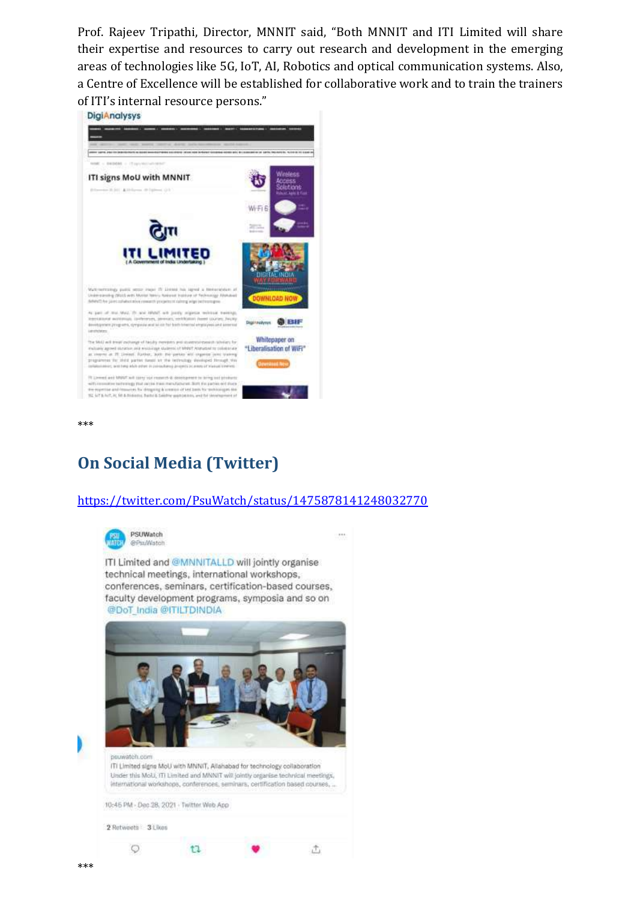Prof. Rajeev Tripathi, Director, MNNIT said, “Both MNNIT and ITI Limited will share their expertise and resources to carry out research and development in the emerging areas of technologies like 5G, IoT, AI, Robotics and optical communication systems. Also, a Centre of Excellence will be established for collaborative work and to train the trainers of ITI’s internal resource persons.”

***

## On Social Media (Twitter)

https://twitter.com/PsuWatch/status/1475878141248032770

***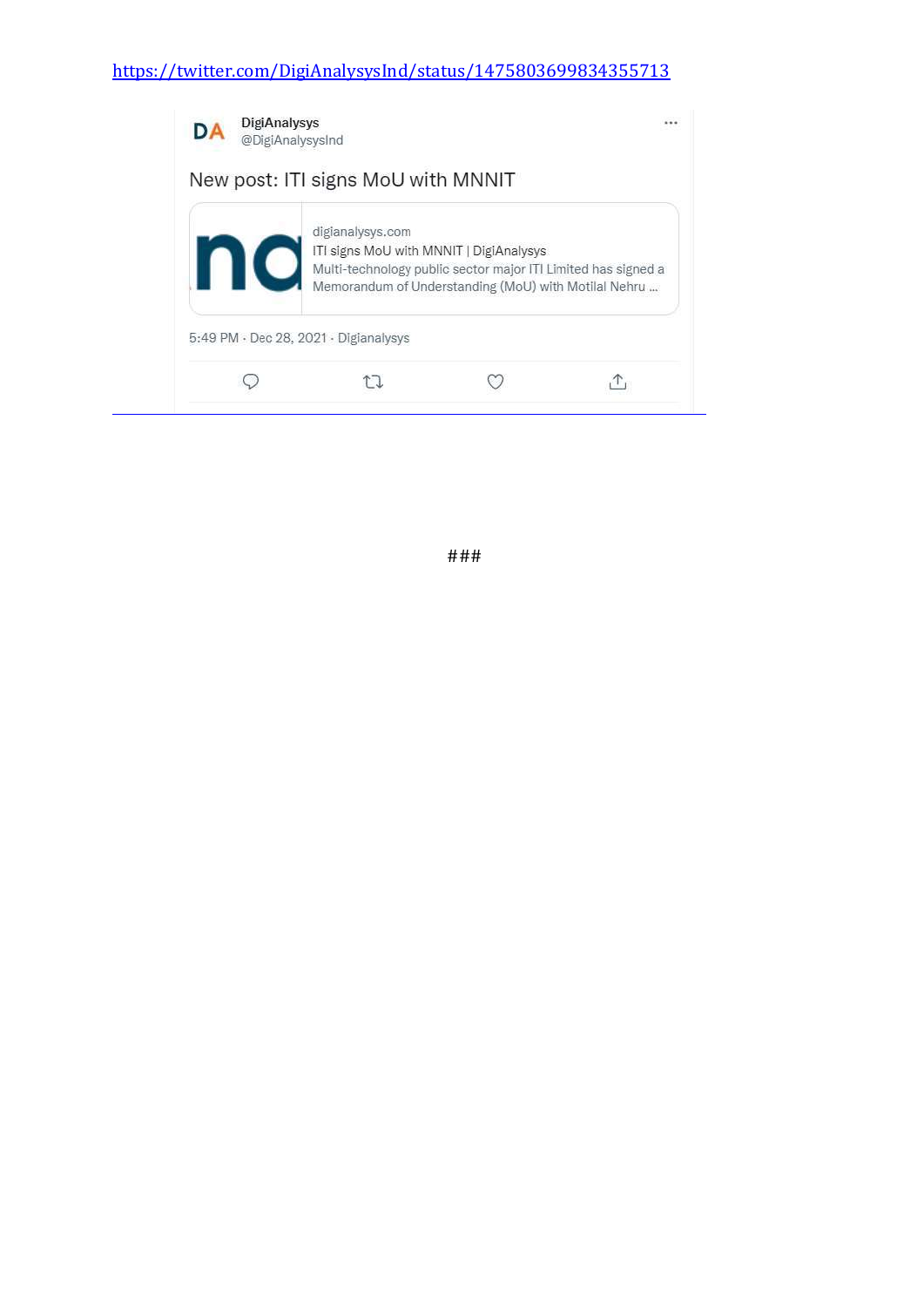https://twitter.com/DigiAnalysysInd/status/1475803699834355713

DigiAnalysys
@DigiAnalysysInd

New post: ITI signs MoU with MNNIT

digianalysys.com
ITI signs MoU with MNNIT | DigiAnalysys
Multi-technology public sector major ITI Limited has signed a Memorandum of Understanding (MoU) with Motilal Nehru ...

5:49 PM · Dec 28, 2021 · Digianalysys

---

###